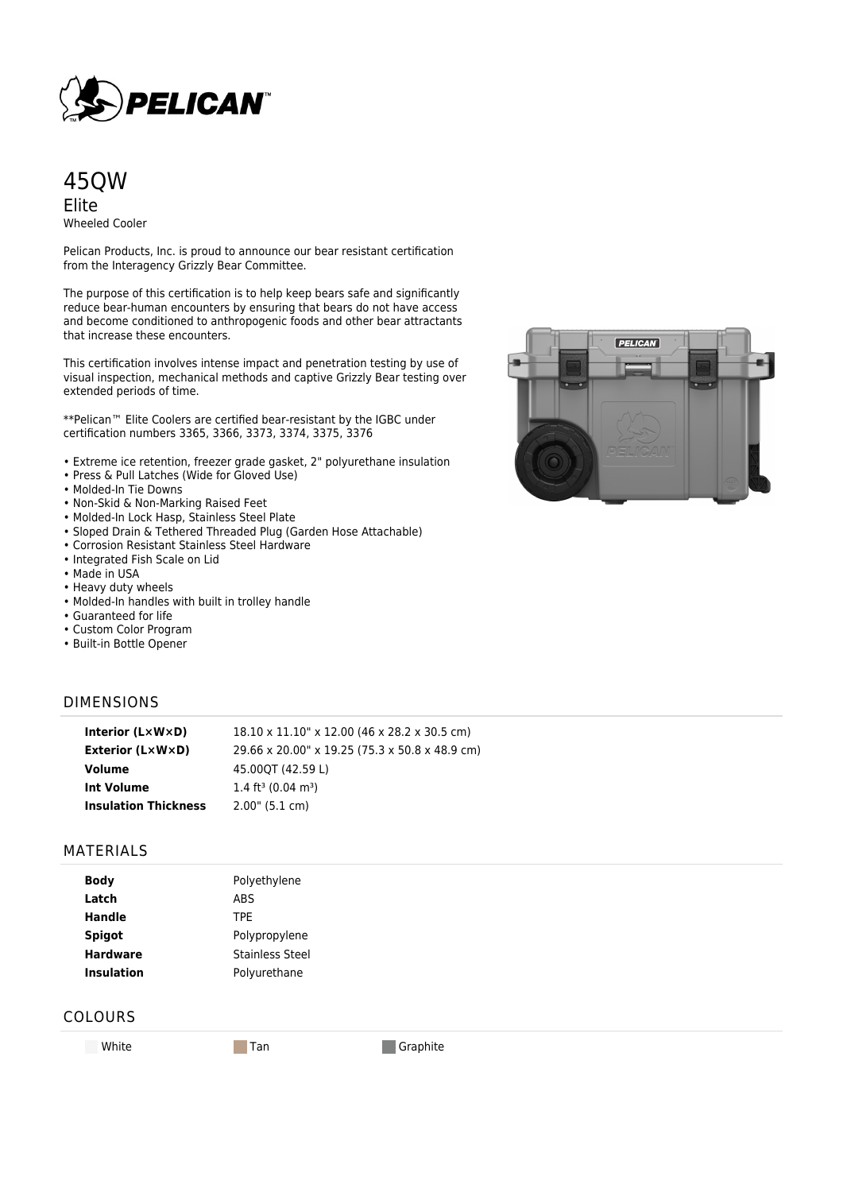# PELICAN™

# 45QW

## Elite

Wheeled Cooler

Pelican Products, Inc. is proud to announce our bear resistant certification from the Interagency Grizzly Bear Committee.

The purpose of this certification is to help keep bears safe and significantly reduce bear-human encounters by ensuring that bears do not have access and become conditioned to anthropogenic foods and other bear attractants that increase these encounters.

This certification involves intense impact and penetration testing by use of visual inspection, mechanical methods and captive Grizzly Bear testing over extended periods of time.

**Pelican™ Elite Coolers are certified bear-resistant by the IGBC under certification numbers 3365, 3366, 3373, 3374, 3375, 3376

- Extreme ice retention, freezer grade gasket, 2" polyurethane insulation
- Press & Pull Latches (Wide for Gloved Use)
- Molded-In Tie Downs
- Non-Skid & Non-Marking Raised Feet
- Molded-In Lock Hasp, Stainless Steel Plate
- Sloped Drain & Tethered Threaded Plug (Garden Hose Attachable)
- Corrosion Resistant Stainless Steel Hardware
- Integrated Fish Scale on Lid
- Made in USA
- Heavy duty wheels
- Molded-In handles with built in trolley handle
- Guaranteed for life
- Custom Color Program
- Built-in Bottle Opener

## DIMENSIONS

| | |
|---|---|
| **Interior (L×W×D)** | 18.10 x 11.10" x 12.00 (46 x 28.2 x 30.5 cm) |
| **Exterior (L×W×D)** | 29.66 x 20.00" x 19.25 (75.3 x 50.8 x 48.9 cm) |
| **Volume** | 45.00QT (42.59 L) |
| **Int Volume** | 1.4 ft$^3$ (0.04 m$^3$) |
| **Insulation Thickness** | 2.00" (5.1 cm) |

## MATERIALS

| | |
|---|---|
| **Body** | Polyethylene |
| **Latch** | ABS |
| **Handle** | TPE |
| **Spigot** | Polypropylene |
| **Hardware** | Stainless Steel |
| **Insulation** | Polyurethane |

## COLOURS

White | Tan | Graphite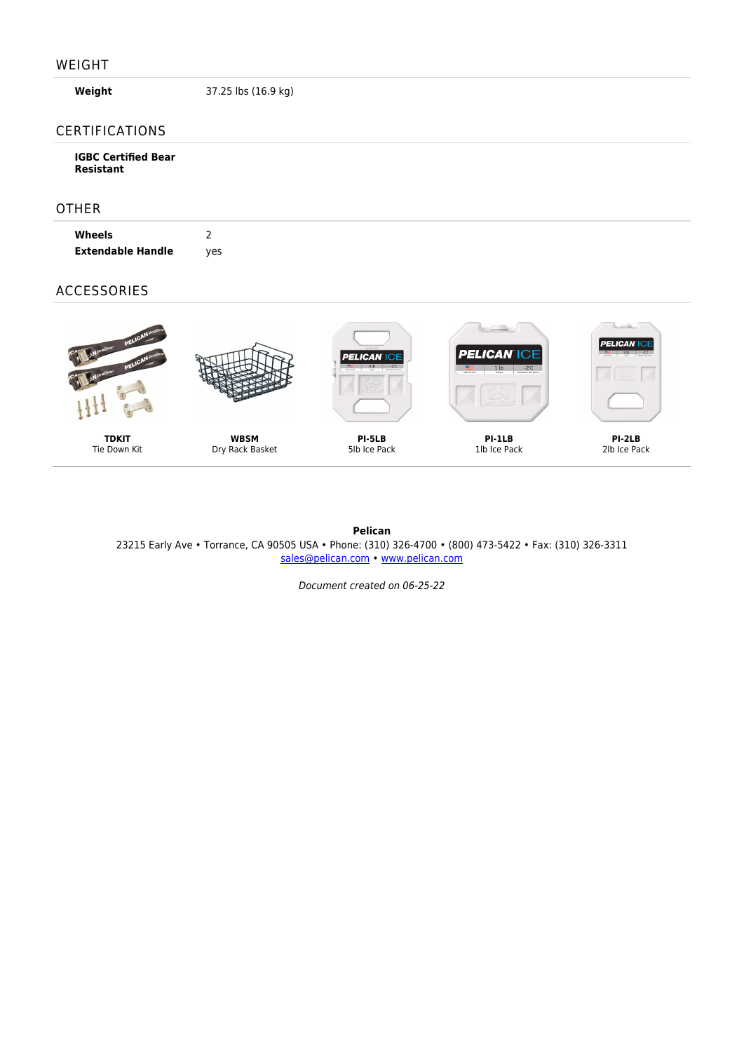## WEIGHT

| | |
|---|---|
| **Weight** | 37.25 lbs (16.9 kg) |

## CERTIFICATIONS

**IGBC Certified Bear Resistant**

## OTHER

| | |
|---|---|
| **Wheels** | 2 |
| **Extendable Handle** | yes |

## ACCESSORIES

**TDKIT**
Tie Down Kit

**WBSM**
Dry Rack Basket

**PI-5LB**
5lb Ice Pack

**PI-1LB**
1lb Ice Pack

**PI-2LB**
2lb Ice Pack

**Pelican**
23215 Early Ave • Torrance, CA 90505 USA • Phone: (310) 326-4700 • (800) 473-5422 • Fax: (310) 326-3311
sales@pelican.com • www.pelican.com

*Document created on 06-25-22*